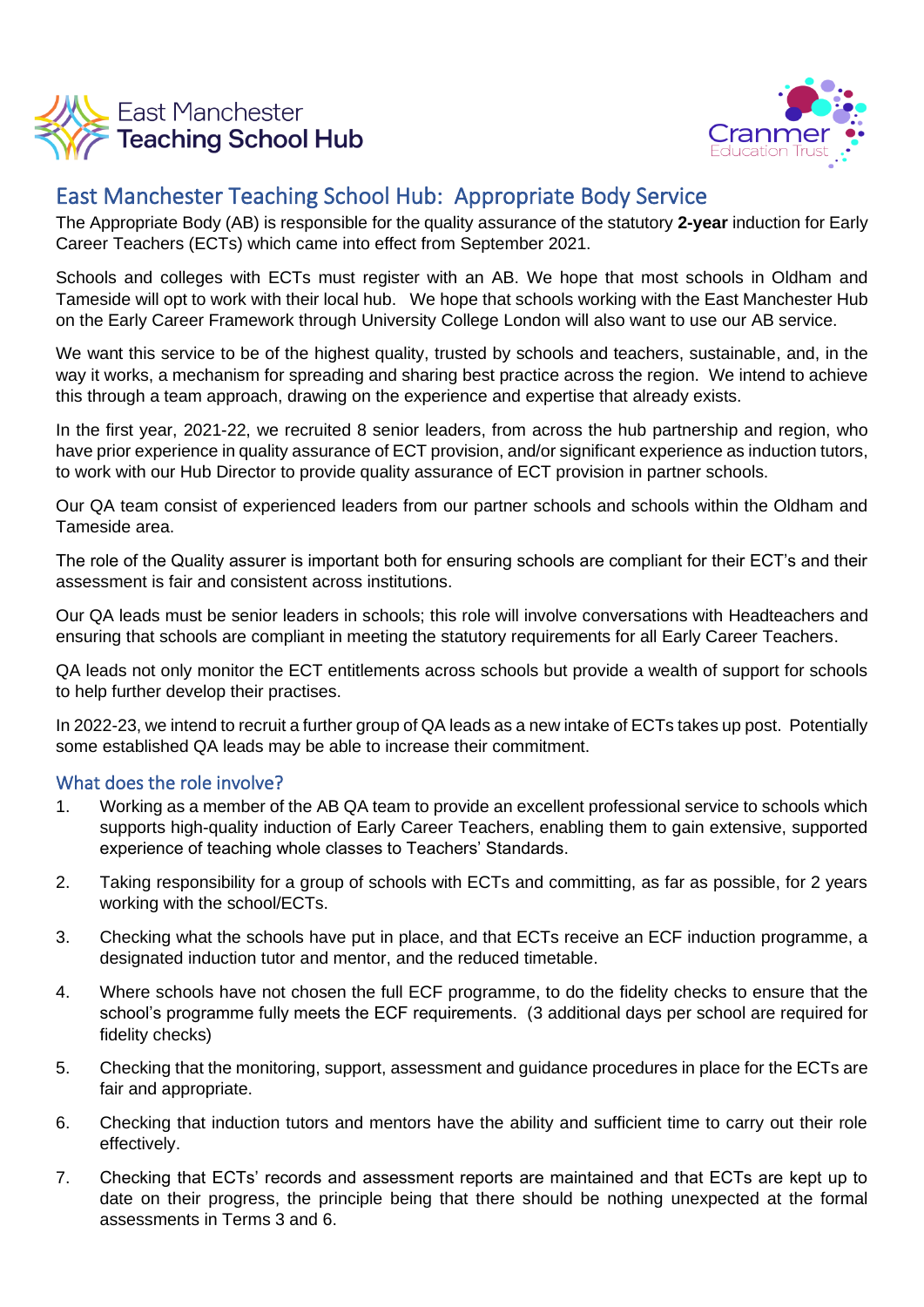East Manchester Teaching School Hub

Cranmer Education Trust

# East Manchester Teaching School Hub: Appropriate Body Service

The Appropriate Body (AB) is responsible for the quality assurance of the statutory **2-year** induction for Early Career Teachers (ECTs) which came into effect from September 2021.

Schools and colleges with ECTs must register with an AB. We hope that most schools in Oldham and Tameside will opt to work with their local hub. We hope that schools working with the East Manchester Hub on the Early Career Framework through University College London will also want to use our AB service.

We want this service to be of the highest quality, trusted by schools and teachers, sustainable, and, in the way it works, a mechanism for spreading and sharing best practice across the region. We intend to achieve this through a team approach, drawing on the experience and expertise that already exists.

In the first year, 2021-22, we recruited 8 senior leaders, from across the hub partnership and region, who have prior experience in quality assurance of ECT provision, and/or significant experience as induction tutors, to work with our Hub Director to provide quality assurance of ECT provision in partner schools.

Our QA team consist of experienced leaders from our partner schools and schools within the Oldham and Tameside area.

The role of the Quality assurer is important both for ensuring schools are compliant for their ECT's and their assessment is fair and consistent across institutions.

Our QA leads must be senior leaders in schools; this role will involve conversations with Headteachers and ensuring that schools are compliant in meeting the statutory requirements for all Early Career Teachers.

QA leads not only monitor the ECT entitlements across schools but provide a wealth of support for schools to help further develop their practises.

In 2022-23, we intend to recruit a further group of QA leads as a new intake of ECTs takes up post. Potentially some established QA leads may be able to increase their commitment.

## What does the role involve?

1. Working as a member of the AB QA team to provide an excellent professional service to schools which supports high-quality induction of Early Career Teachers, enabling them to gain extensive, supported experience of teaching whole classes to Teachers' Standards.
2. Taking responsibility for a group of schools with ECTs and committing, as far as possible, for 2 years working with the school/ECTs.
3. Checking what the schools have put in place, and that ECTs receive an ECF induction programme, a designated induction tutor and mentor, and the reduced timetable.
4. Where schools have not chosen the full ECF programme, to do the fidelity checks to ensure that the school's programme fully meets the ECF requirements. (3 additional days per school are required for fidelity checks)
5. Checking that the monitoring, support, assessment and guidance procedures in place for the ECTs are fair and appropriate.
6. Checking that induction tutors and mentors have the ability and sufficient time to carry out their role effectively.
7. Checking that ECTs' records and assessment reports are maintained and that ECTs are kept up to date on their progress, the principle being that there should be nothing unexpected at the formal assessments in Terms 3 and 6.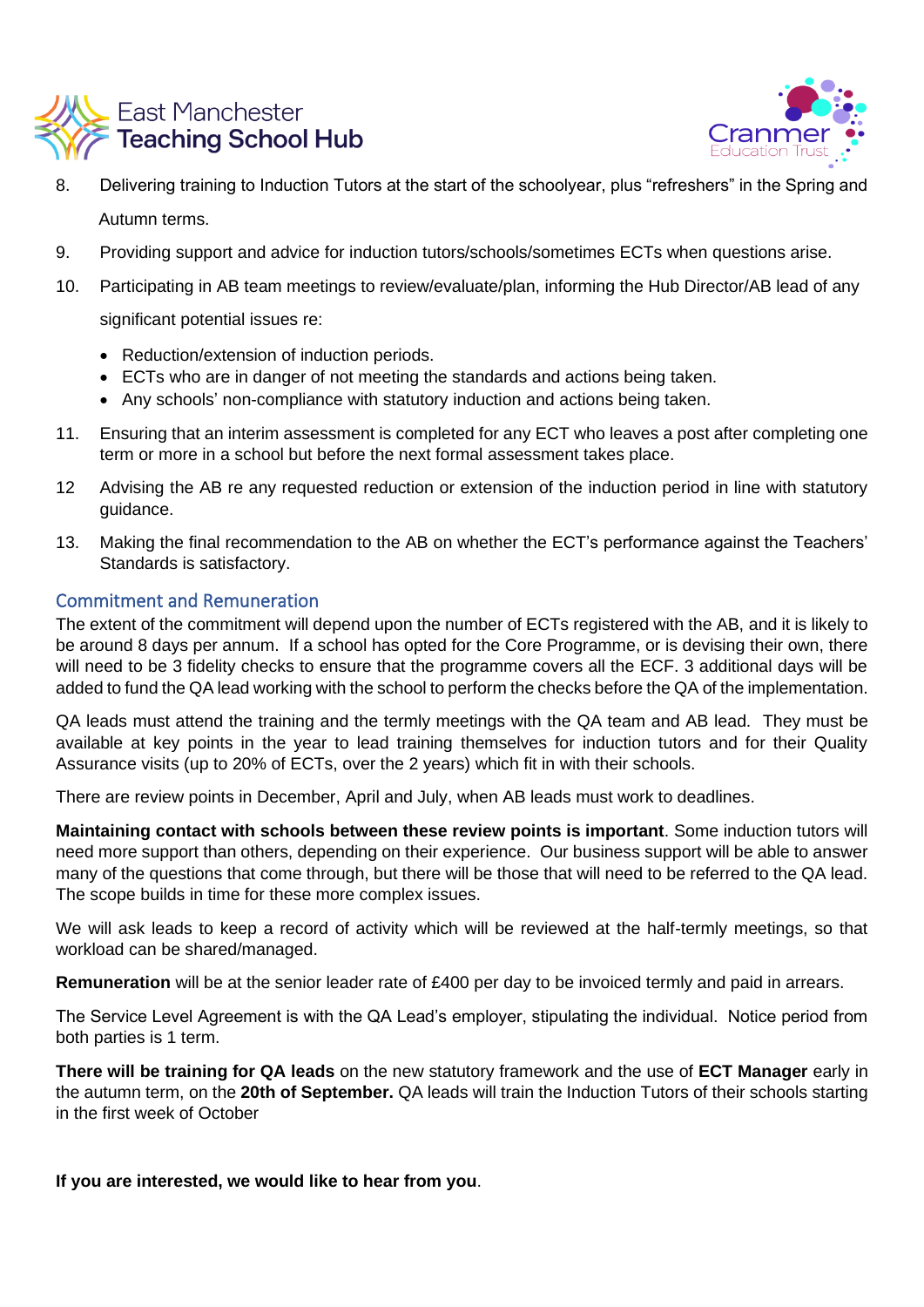8. Delivering training to Induction Tutors at the start of the schoolyear, plus "refreshers" in the Spring and Autumn terms.

9. Providing support and advice for induction tutors/schools/sometimes ECTs when questions arise.

10. Participating in AB team meetings to review/evaluate/plan, informing the Hub Director/AB lead of any significant potential issues re:

    - Reduction/extension of induction periods.
    - ECTs who are in danger of not meeting the standards and actions being taken.
    - Any schools' non-compliance with statutory induction and actions being taken.

11. Ensuring that an interim assessment is completed for any ECT who leaves a post after completing one term or more in a school but before the next formal assessment takes place.

12 Advising the AB re any requested reduction or extension of the induction period in line with statutory guidance.

13. Making the final recommendation to the AB on whether the ECT's performance against the Teachers' Standards is satisfactory.

## Commitment and Remuneration

The extent of the commitment will depend upon the number of ECTs registered with the AB, and it is likely to be around 8 days per annum. If a school has opted for the Core Programme, or is devising their own, there will need to be 3 fidelity checks to ensure that the programme covers all the ECF. 3 additional days will be added to fund the QA lead working with the school to perform the checks before the QA of the implementation.

QA leads must attend the training and the termly meetings with the QA team and AB lead. They must be available at key points in the year to lead training themselves for induction tutors and for their Quality Assurance visits (up to 20% of ECTs, over the 2 years) which fit in with their schools.

There are review points in December, April and July, when AB leads must work to deadlines.

**Maintaining contact with schools between these review points is important**. Some induction tutors will need more support than others, depending on their experience. Our business support will be able to answer many of the questions that come through, but there will be those that will need to be referred to the QA lead. The scope builds in time for these more complex issues.

We will ask leads to keep a record of activity which will be reviewed at the half-termly meetings, so that workload can be shared/managed.

**Remuneration** will be at the senior leader rate of £400 per day to be invoiced termly and paid in arrears.

The Service Level Agreement is with the QA Lead's employer, stipulating the individual. Notice period from both parties is 1 term.

**There will be training for QA leads** on the new statutory framework and the use of **ECT Manager** early in the autumn term, on the **20th of September.** QA leads will train the Induction Tutors of their schools starting in the first week of October

**If you are interested, we would like to hear from you**.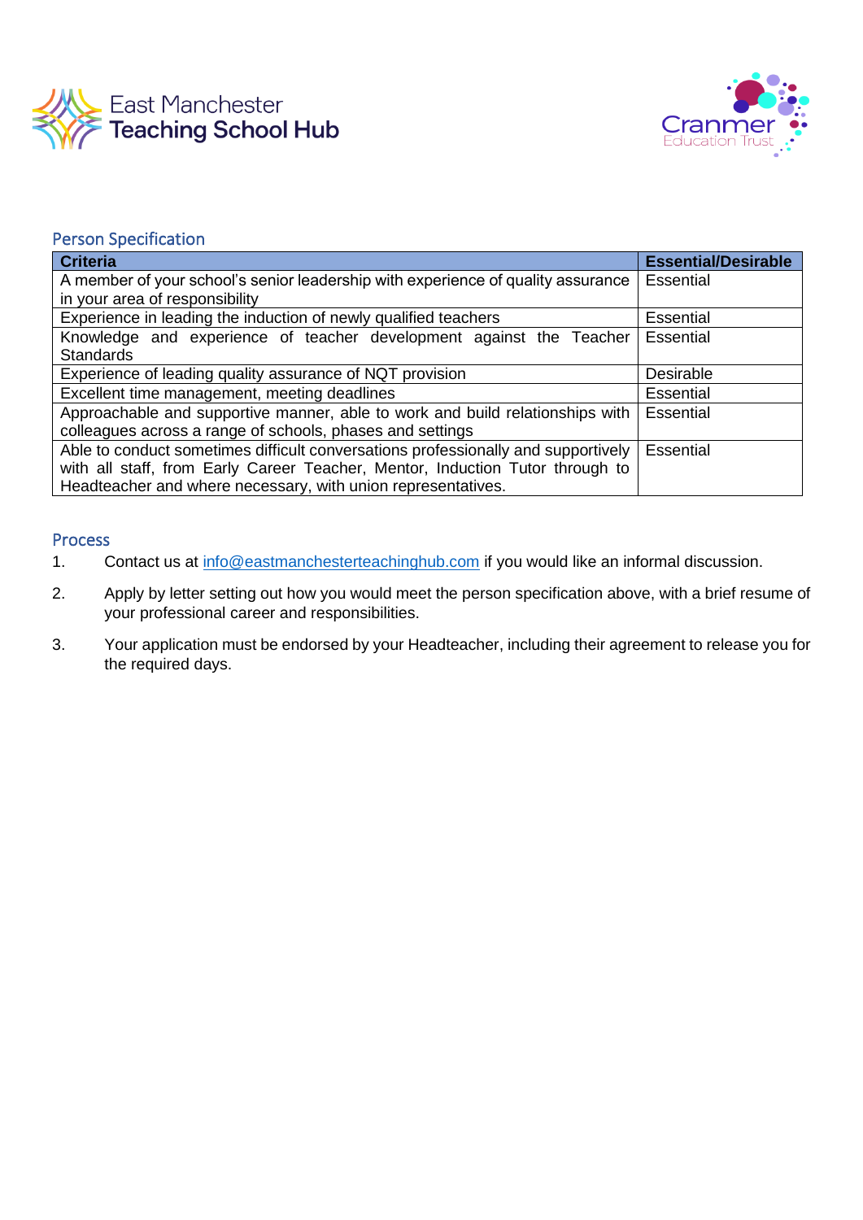## Person Specification

| Criteria | Essential/Desirable |
|---|---|
| A member of your school's senior leadership with experience of quality assurance in your area of responsibility | Essential |
| Experience in leading the induction of newly qualified teachers | Essential |
| Knowledge and experience of teacher development against the Teacher Standards | Essential |
| Experience of leading quality assurance of NQT provision | Desirable |
| Excellent time management, meeting deadlines | Essential |
| Approachable and supportive manner, able to work and build relationships with colleagues across a range of schools, phases and settings | Essential |
| Able to conduct sometimes difficult conversations professionally and supportively with all staff, from Early Career Teacher, Mentor, Induction Tutor through to Headteacher and where necessary, with union representatives. | Essential |

## Process

1. Contact us at info@eastmanchesterteachinghub.com if you would like an informal discussion.
2. Apply by letter setting out how you would meet the person specification above, with a brief resume of your professional career and responsibilities.
3. Your application must be endorsed by your Headteacher, including their agreement to release you for the required days.